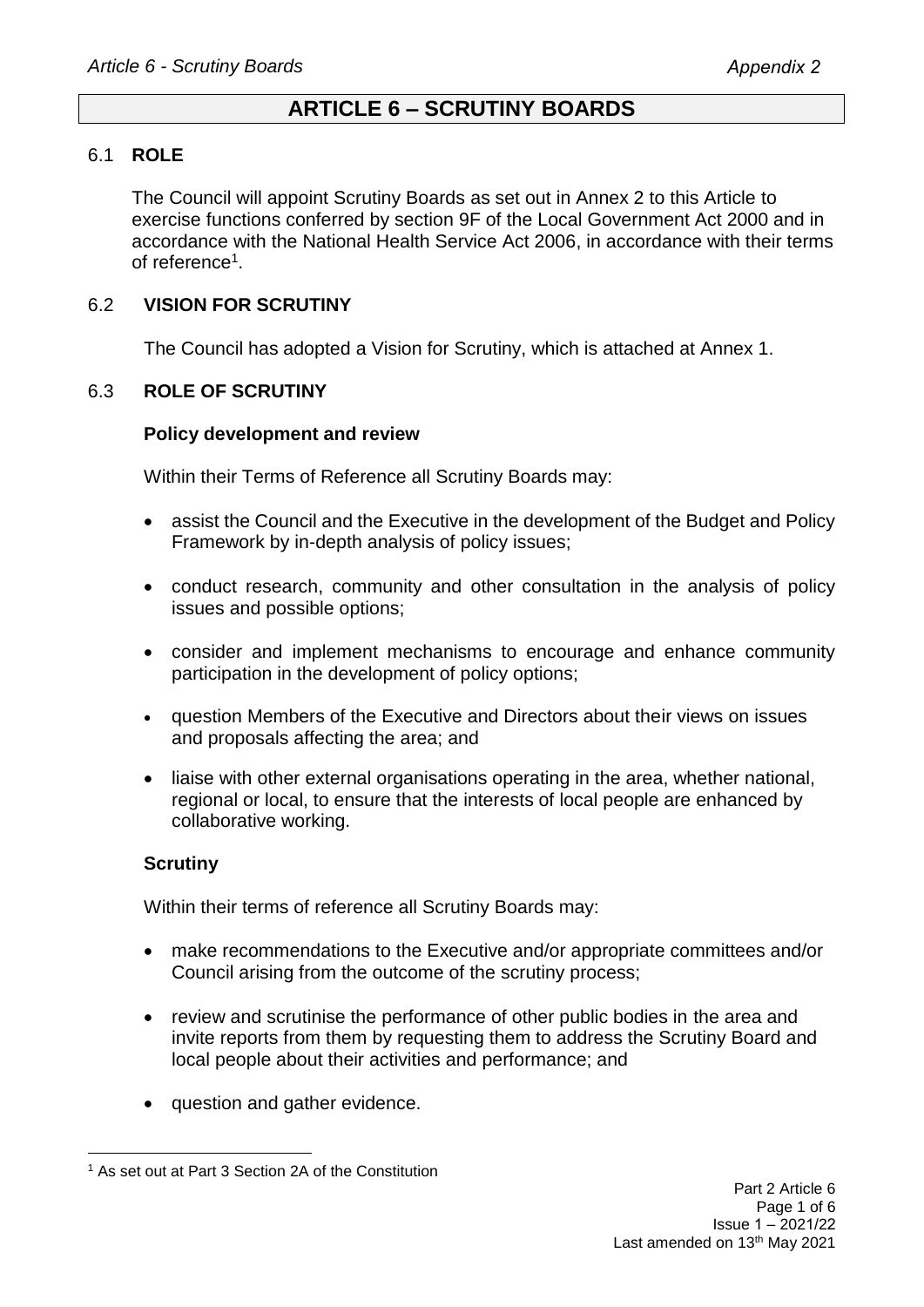# ARTICLE 6 – SCRUTINY BOARDS

## 6.1 ROLE

The Council will appoint Scrutiny Boards as set out in Annex 2 to this Article to exercise functions conferred by section 9F of the Local Government Act 2000 and in accordance with the National Health Service Act 2006, in accordance with their terms of reference[1].

## 6.2 VISION FOR SCRUTINY

The Council has adopted a Vision for Scrutiny, which is attached at Annex 1.

## 6.3 ROLE OF SCRUTINY

### Policy development and review

Within their Terms of Reference all Scrutiny Boards may:

- assist the Council and the Executive in the development of the Budget and Policy Framework by in-depth analysis of policy issues;
- conduct research, community and other consultation in the analysis of policy issues and possible options;
- consider and implement mechanisms to encourage and enhance community participation in the development of policy options;
- question Members of the Executive and Directors about their views on issues and proposals affecting the area; and
- liaise with other external organisations operating in the area, whether national, regional or local, to ensure that the interests of local people are enhanced by collaborative working.

### Scrutiny

Within their terms of reference all Scrutiny Boards may:

- make recommendations to the Executive and/or appropriate committees and/or Council arising from the outcome of the scrutiny process;
- review and scrutinise the performance of other public bodies in the area and invite reports from them by requesting them to address the Scrutiny Board and local people about their activities and performance; and
- question and gather evidence.

---

[1] As set out at Part 3 Section 2A of the Constitution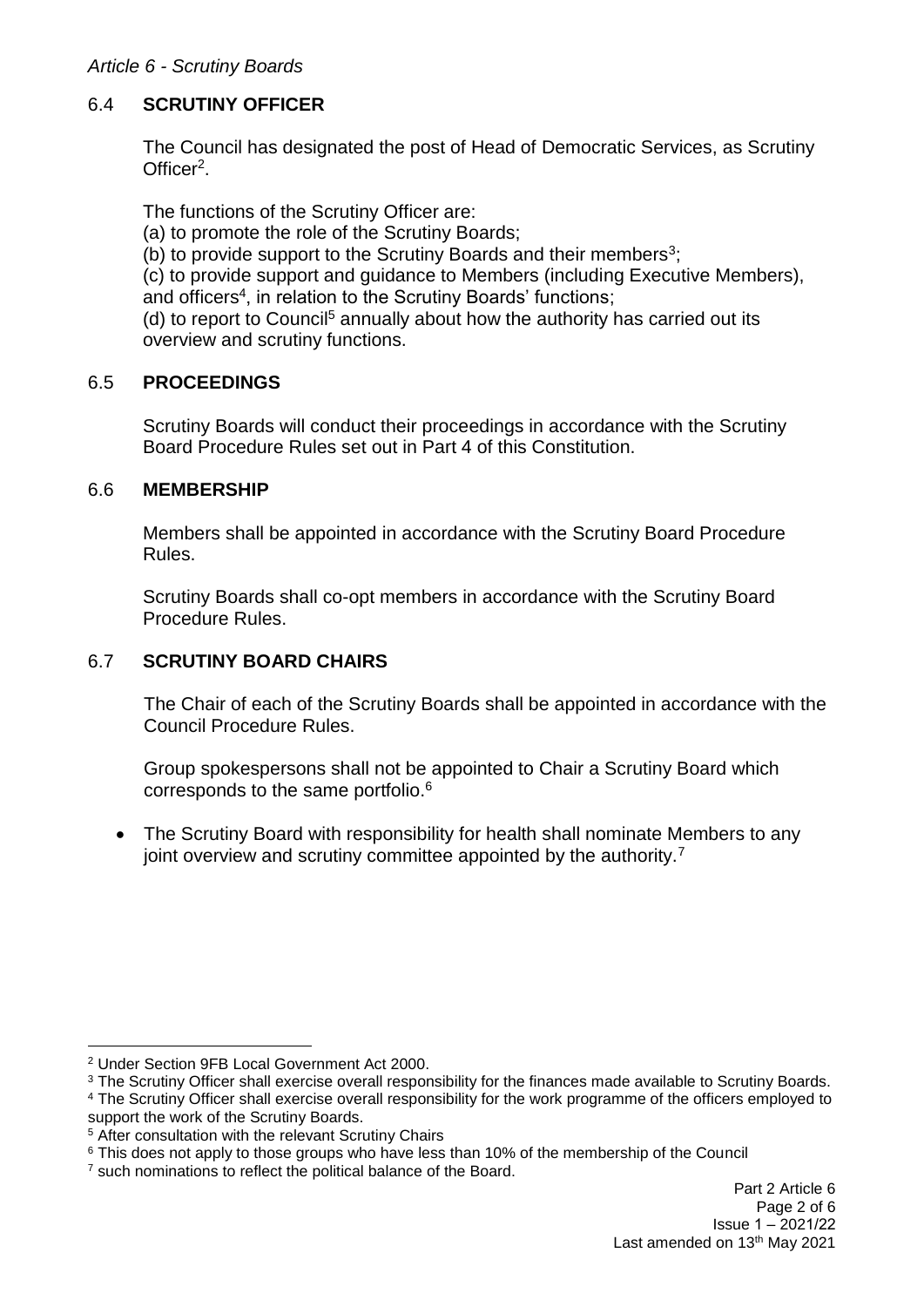## 6.4 SCRUTINY OFFICER

The Council has designated the post of Head of Democratic Services, as Scrutiny Officer[2].

The functions of the Scrutiny Officer are:

(a) to promote the role of the Scrutiny Boards;
(b) to provide support to the Scrutiny Boards and their members[3];
(c) to provide support and guidance to Members (including Executive Members), and officers[4], in relation to the Scrutiny Boards' functions;
(d) to report to Council[5] annually about how the authority has carried out its overview and scrutiny functions.

## 6.5 PROCEEDINGS

Scrutiny Boards will conduct their proceedings in accordance with the Scrutiny Board Procedure Rules set out in Part 4 of this Constitution.

## 6.6 MEMBERSHIP

Members shall be appointed in accordance with the Scrutiny Board Procedure Rules.

Scrutiny Boards shall co-opt members in accordance with the Scrutiny Board Procedure Rules.

## 6.7 SCRUTINY BOARD CHAIRS

The Chair of each of the Scrutiny Boards shall be appointed in accordance with the Council Procedure Rules.

Group spokespersons shall not be appointed to Chair a Scrutiny Board which corresponds to the same portfolio.[6]

- The Scrutiny Board with responsibility for health shall nominate Members to any joint overview and scrutiny committee appointed by the authority.[7]

---

[2] Under Section 9FB Local Government Act 2000.

[3] The Scrutiny Officer shall exercise overall responsibility for the finances made available to Scrutiny Boards.

[4] The Scrutiny Officer shall exercise overall responsibility for the work programme of the officers employed to support the work of the Scrutiny Boards.

[5] After consultation with the relevant Scrutiny Chairs

[6] This does not apply to those groups who have less than 10% of the membership of the Council

[7] such nominations to reflect the political balance of the Board.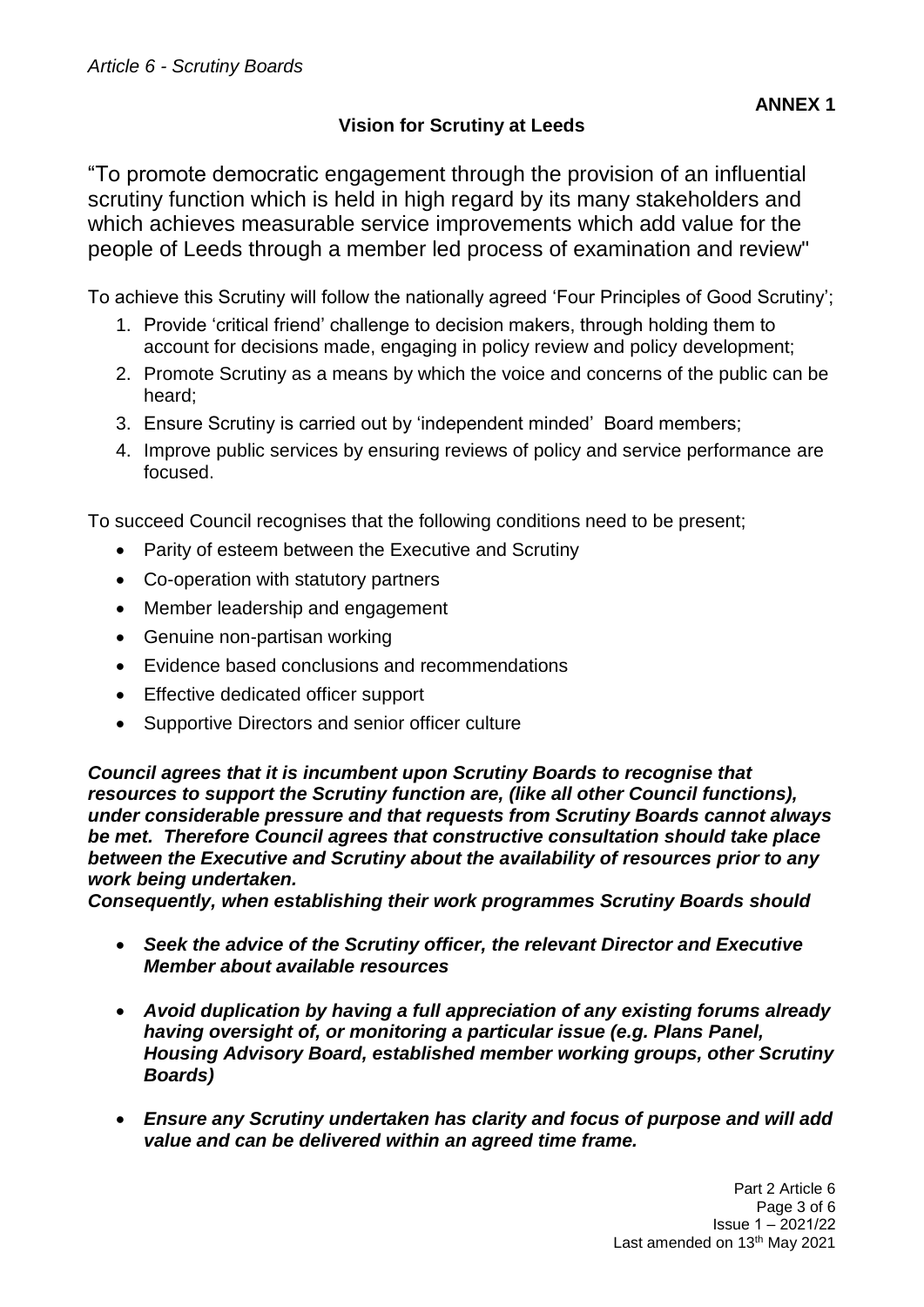**ANNEX 1**

**Vision for Scrutiny at Leeds**

"To promote democratic engagement through the provision of an influential scrutiny function which is held in high regard by its many stakeholders and which achieves measurable service improvements which add value for the people of Leeds through a member led process of examination and review"

To achieve this Scrutiny will follow the nationally agreed 'Four Principles of Good Scrutiny';

1. Provide 'critical friend' challenge to decision makers, through holding them to account for decisions made, engaging in policy review and policy development;
2. Promote Scrutiny as a means by which the voice and concerns of the public can be heard;
3. Ensure Scrutiny is carried out by 'independent minded' Board members;
4. Improve public services by ensuring reviews of policy and service performance are focused.

To succeed Council recognises that the following conditions need to be present;

- Parity of esteem between the Executive and Scrutiny
- Co-operation with statutory partners
- Member leadership and engagement
- Genuine non-partisan working
- Evidence based conclusions and recommendations
- Effective dedicated officer support
- Supportive Directors and senior officer culture

***Council agrees that it is incumbent upon Scrutiny Boards to recognise that resources to support the Scrutiny function are, (like all other Council functions), under considerable pressure and that requests from Scrutiny Boards cannot always be met. Therefore Council agrees that constructive consultation should take place between the Executive and Scrutiny about the availability of resources prior to any work being undertaken.***

***Consequently, when establishing their work programmes Scrutiny Boards should***

- ***Seek the advice of the Scrutiny officer, the relevant Director and Executive Member about available resources***
- ***Avoid duplication by having a full appreciation of any existing forums already having oversight of, or monitoring a particular issue (e.g. Plans Panel, Housing Advisory Board, established member working groups, other Scrutiny Boards)***
- ***Ensure any Scrutiny undertaken has clarity and focus of purpose and will add value and can be delivered within an agreed time frame.***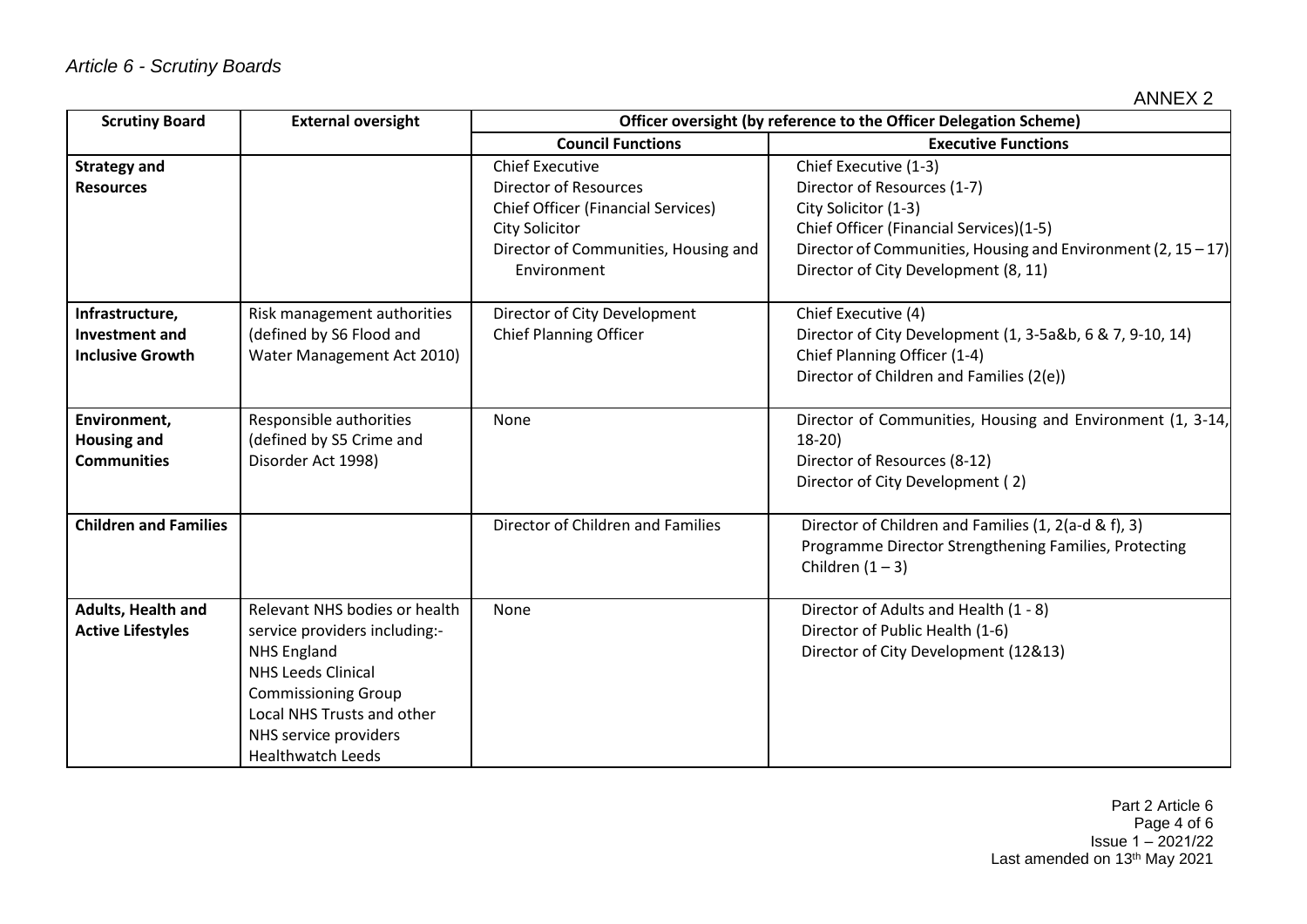*Article 6 - Scrutiny Boards*

ANNEX 2

| Scrutiny Board | External oversight | Officer oversight (by reference to the Officer Delegation Scheme) | |
|---|---|---|---|
| | | **Council Functions** | **Executive Functions** |
| **Strategy and Resources** | | Chief Executive<br>Director of Resources<br>Chief Officer (Financial Services)<br>City Solicitor<br>Director of Communities, Housing and Environment | Chief Executive (1-3)<br>Director of Resources (1-7)<br>City Solicitor (1-3)<br>Chief Officer (Financial Services)(1-5)<br>Director of Communities, Housing and Environment (2, 15 – 17)<br>Director of City Development (8, 11) |
| **Infrastructure, Investment and Inclusive Growth** | Risk management authorities (defined by S6 Flood and Water Management Act 2010) | Director of City Development<br>Chief Planning Officer | Chief Executive (4)<br>Director of City Development (1, 3-5a&b, 6 & 7, 9-10, 14)<br>Chief Planning Officer (1-4)<br>Director of Children and Families (2(e)) |
| **Environment, Housing and Communities** | Responsible authorities (defined by S5 Crime and Disorder Act 1998) | None | Director of Communities, Housing and Environment (1, 3-14, 18-20)<br>Director of Resources (8-12)<br>Director of City Development ( 2) |
| **Children and Families** | | Director of Children and Families | Director of Children and Families (1, 2(a-d & f), 3)<br>Programme Director Strengthening Families, Protecting Children (1 – 3) |
| **Adults, Health and Active Lifestyles** | Relevant NHS bodies or health service providers including:-<br>NHS England<br>NHS Leeds Clinical Commissioning Group<br>Local NHS Trusts and other NHS service providers<br>Healthwatch Leeds | None | Director of Adults and Health (1 - 8)<br>Director of Public Health (1-6)<br>Director of City Development (12&13) |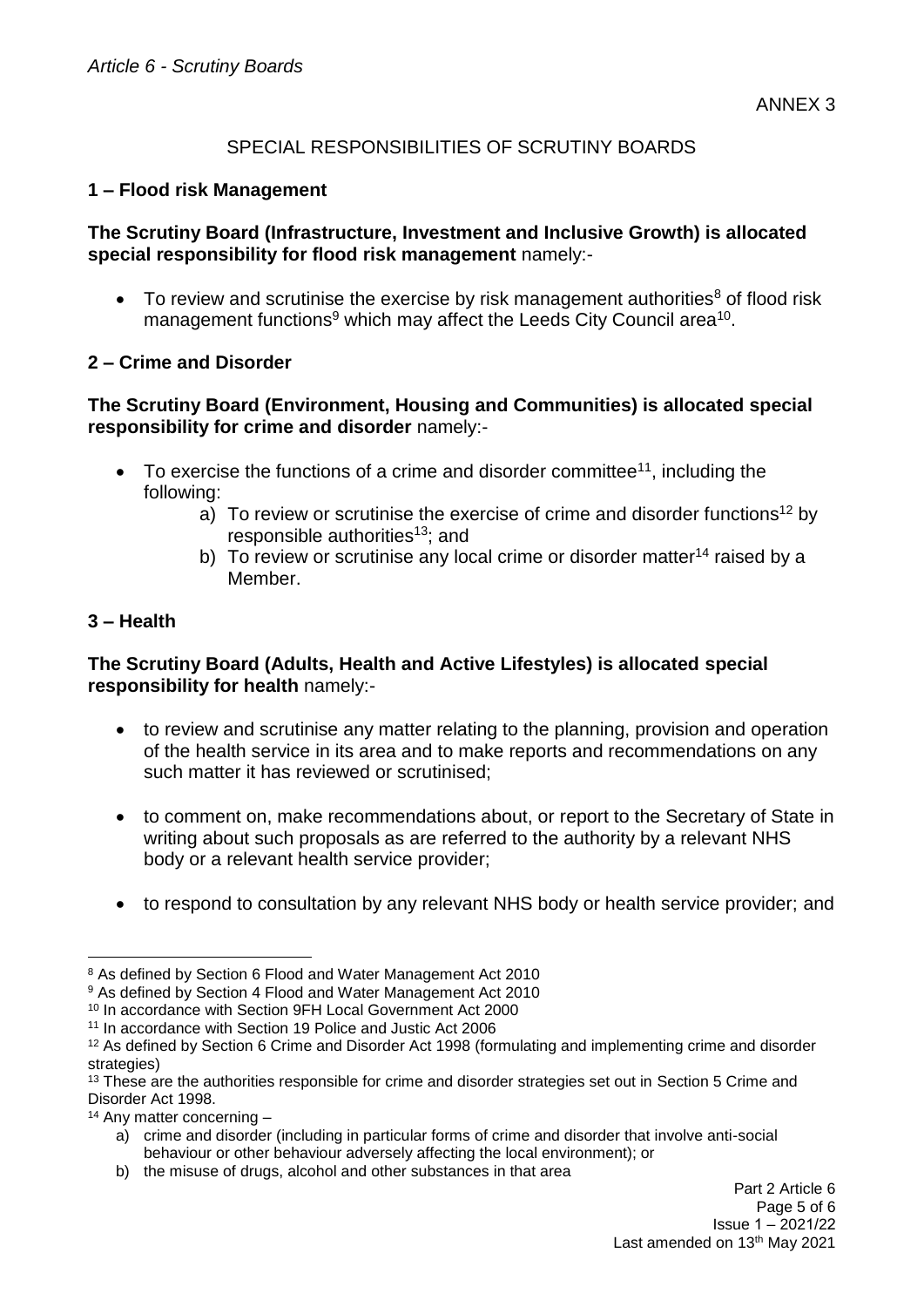ANNEX 3

## SPECIAL RESPONSIBILITIES OF SCRUTINY BOARDS

### 1 – Flood risk Management

**The Scrutiny Board (Infrastructure, Investment and Inclusive Growth) is allocated special responsibility for flood risk management** namely:-

- To review and scrutinise the exercise by risk management authorities[8] of flood risk management functions[9] which may affect the Leeds City Council area[10].

### 2 – Crime and Disorder

**The Scrutiny Board (Environment, Housing and Communities) is allocated special responsibility for crime and disorder** namely:-

- To exercise the functions of a crime and disorder committee[11], including the following:
    a) To review or scrutinise the exercise of crime and disorder functions[12] by responsible authorities[13]; and
    b) To review or scrutinise any local crime or disorder matter[14] raised by a Member.

### 3 – Health

**The Scrutiny Board (Adults, Health and Active Lifestyles) is allocated special responsibility for health** namely:-

- to review and scrutinise any matter relating to the planning, provision and operation of the health service in its area and to make reports and recommendations on any such matter it has reviewed or scrutinised;

- to comment on, make recommendations about, or report to the Secretary of State in writing about such proposals as are referred to the authority by a relevant NHS body or a relevant health service provider;

- to respond to consultation by any relevant NHS body or health service provider; and

---

[8] As defined by Section 6 Flood and Water Management Act 2010

[9] As defined by Section 4 Flood and Water Management Act 2010

[10] In accordance with Section 9FH Local Government Act 2000

[11] In accordance with Section 19 Police and Justic Act 2006

[12] As defined by Section 6 Crime and Disorder Act 1998 (formulating and implementing crime and disorder strategies)

[13] These are the authorities responsible for crime and disorder strategies set out in Section 5 Crime and Disorder Act 1998.

[14] Any matter concerning –

a) crime and disorder (including in particular forms of crime and disorder that involve anti-social behaviour or other behaviour adversely affecting the local environment); or
b) the misuse of drugs, alcohol and other substances in that area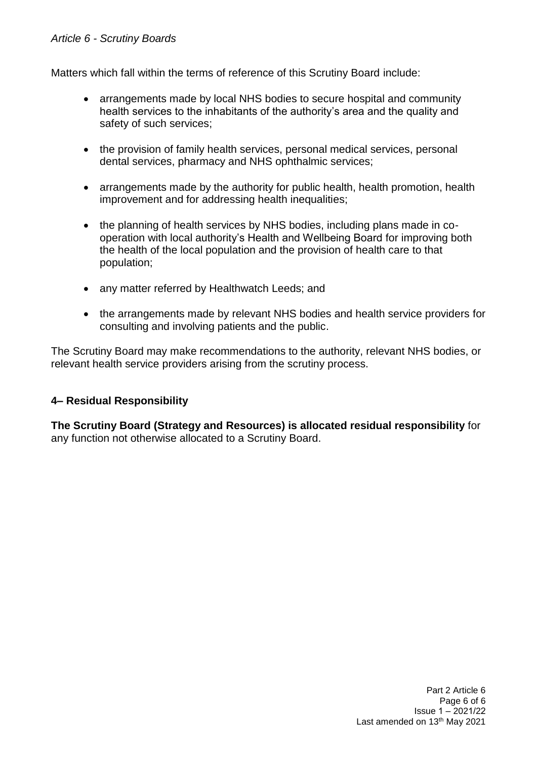Matters which fall within the terms of reference of this Scrutiny Board include:

- arrangements made by local NHS bodies to secure hospital and community health services to the inhabitants of the authority's area and the quality and safety of such services;
- the provision of family health services, personal medical services, personal dental services, pharmacy and NHS ophthalmic services;
- arrangements made by the authority for public health, health promotion, health improvement and for addressing health inequalities;
- the planning of health services by NHS bodies, including plans made in co-operation with local authority's Health and Wellbeing Board for improving both the health of the local population and the provision of health care to that population;
- any matter referred by Healthwatch Leeds; and
- the arrangements made by relevant NHS bodies and health service providers for consulting and involving patients and the public.

The Scrutiny Board may make recommendations to the authority, relevant NHS bodies, or relevant health service providers arising from the scrutiny process.

## 4– Residual Responsibility

**The Scrutiny Board (Strategy and Resources) is allocated residual responsibility** for any function not otherwise allocated to a Scrutiny Board.